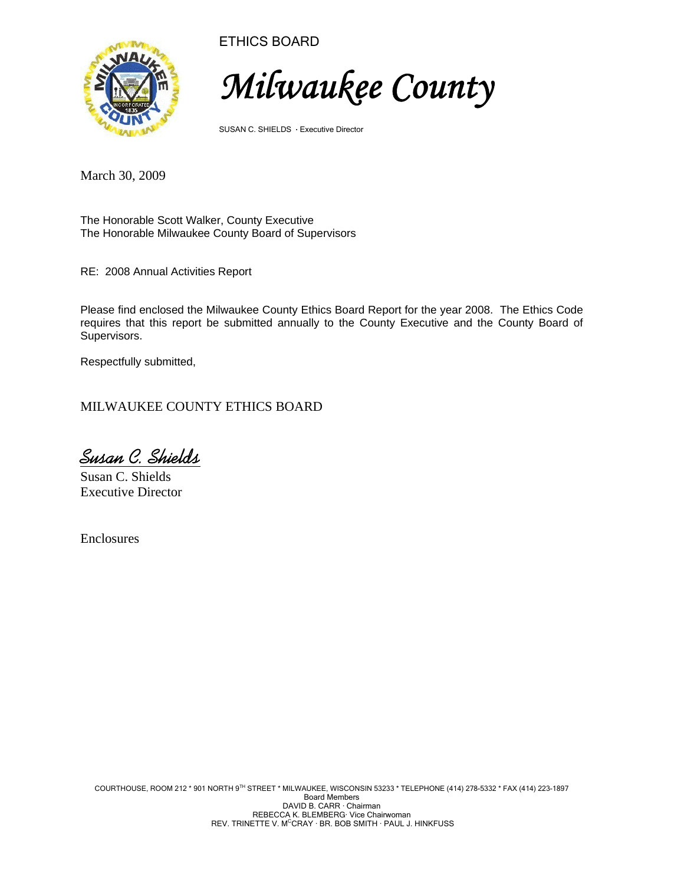ETHICS BOARD

# *Milwaukee County*

SUSAN C. SHIELDS · Executive Director

March 30, 2009

The Honorable Scott Walker, County Executive
The Honorable Milwaukee County Board of Supervisors

RE: 2008 Annual Activities Report

Please find enclosed the Milwaukee County Ethics Board Report for the year 2008. The Ethics Code requires that this report be submitted annually to the County Executive and the County Board of Supervisors.

Respectfully submitted,

MILWAUKEE COUNTY ETHICS BOARD

*Susan C. Shields*

Susan C. Shields
Executive Director

Enclosures

COURTHOUSE, ROOM 212 * 901 NORTH 9TH STREET * MILWAUKEE, WISCONSIN 53233 * TELEPHONE (414) 278-5332 * FAX (414) 223-1897

Board Members
DAVID B. CARR · Chairman
REBECCA K. BLEMBERG· Vice Chairwoman
REV. TRINETTE V. McCRAY · BR. BOB SMITH · PAUL J. HINKFUSS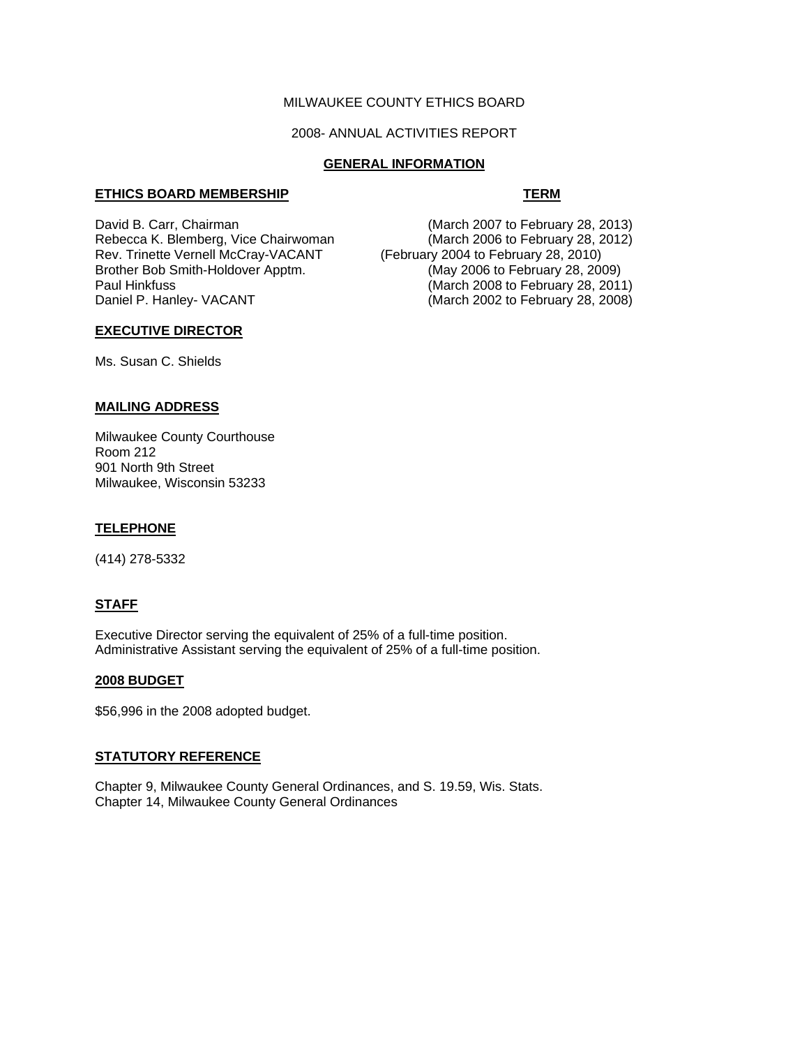MILWAUKEE COUNTY ETHICS BOARD

2008- ANNUAL ACTIVITIES REPORT

## GENERAL INFORMATION

| ETHICS BOARD MEMBERSHIP | TERM |
|---|---|
| David B. Carr, Chairman | (March 2007 to February 28, 2013) |
| Rebecca K. Blemberg, Vice Chairwoman | (March 2006 to February 28, 2012) |
| Rev. Trinette Vernell McCray-VACANT | (February 2004 to February 28, 2010) |
| Brother Bob Smith-Holdover Apptm. | (May 2006 to February 28, 2009) |
| Paul Hinkfuss | (March 2008 to February 28, 2011) |
| Daniel P. Hanley- VACANT | (March 2002 to February 28, 2008) |

### EXECUTIVE DIRECTOR

Ms. Susan C. Shields

### MAILING ADDRESS

Milwaukee County Courthouse
Room 212
901 North 9th Street
Milwaukee, Wisconsin 53233

### TELEPHONE

(414) 278-5332

### STAFF

Executive Director serving the equivalent of 25% of a full-time position.
Administrative Assistant serving the equivalent of 25% of a full-time position.

### 2008 BUDGET

$56,996 in the 2008 adopted budget.

### STATUTORY REFERENCE

Chapter 9, Milwaukee County General Ordinances, and S. 19.59, Wis. Stats.
Chapter 14, Milwaukee County General Ordinances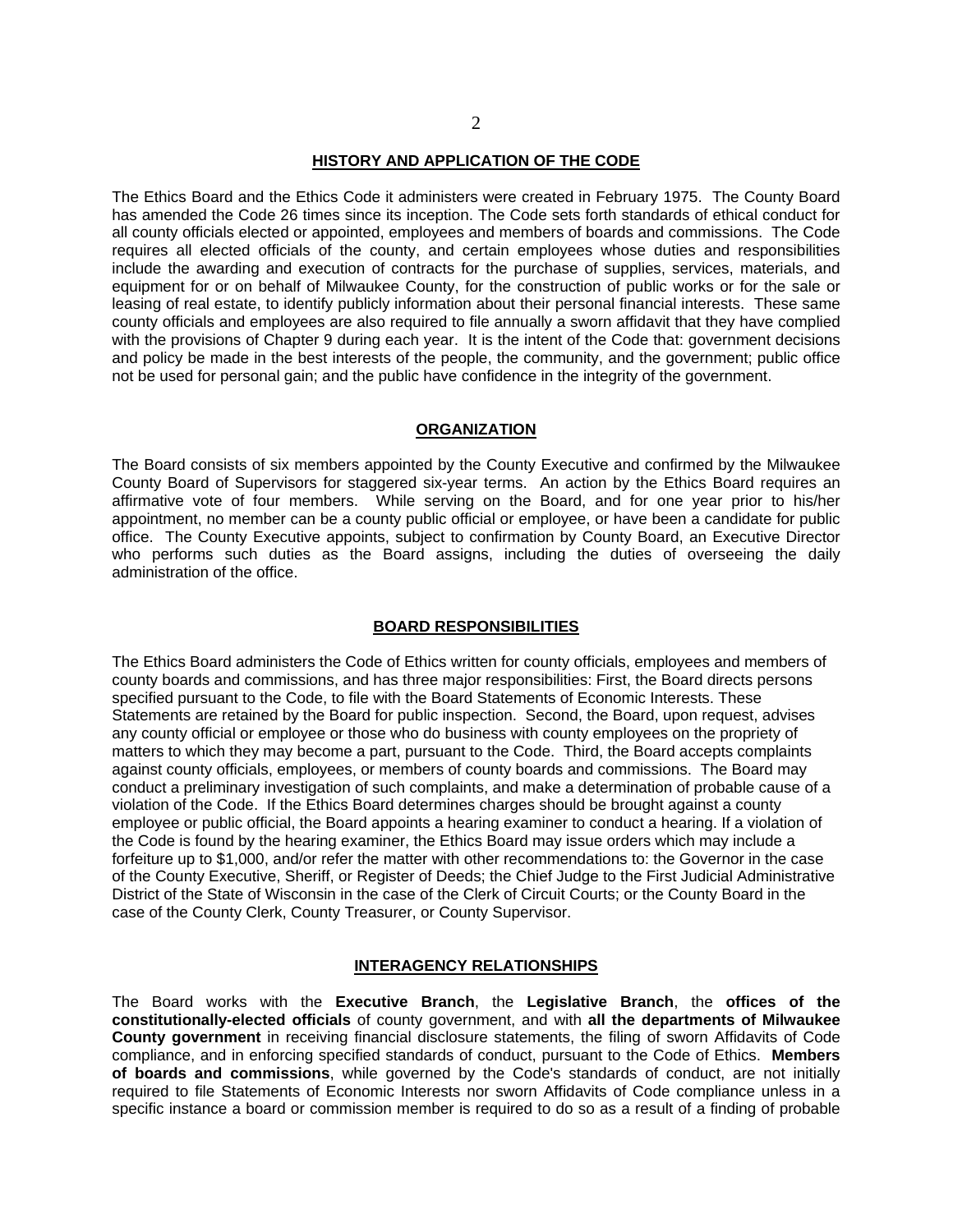## HISTORY AND APPLICATION OF THE CODE

The Ethics Board and the Ethics Code it administers were created in February 1975. The County Board has amended the Code 26 times since its inception. The Code sets forth standards of ethical conduct for all county officials elected or appointed, employees and members of boards and commissions. The Code requires all elected officials of the county, and certain employees whose duties and responsibilities include the awarding and execution of contracts for the purchase of supplies, services, materials, and equipment for or on behalf of Milwaukee County, for the construction of public works or for the sale or leasing of real estate, to identify publicly information about their personal financial interests. These same county officials and employees are also required to file annually a sworn affidavit that they have complied with the provisions of Chapter 9 during each year. It is the intent of the Code that: government decisions and policy be made in the best interests of the people, the community, and the government; public office not be used for personal gain; and the public have confidence in the integrity of the government.

## ORGANIZATION

The Board consists of six members appointed by the County Executive and confirmed by the Milwaukee County Board of Supervisors for staggered six-year terms. An action by the Ethics Board requires an affirmative vote of four members. While serving on the Board, and for one year prior to his/her appointment, no member can be a county public official or employee, or have been a candidate for public office. The County Executive appoints, subject to confirmation by County Board, an Executive Director who performs such duties as the Board assigns, including the duties of overseeing the daily administration of the office.

## BOARD RESPONSIBILITIES

The Ethics Board administers the Code of Ethics written for county officials, employees and members of county boards and commissions, and has three major responsibilities: First, the Board directs persons specified pursuant to the Code, to file with the Board Statements of Economic Interests. These Statements are retained by the Board for public inspection. Second, the Board, upon request, advises any county official or employee or those who do business with county employees on the propriety of matters to which they may become a part, pursuant to the Code. Third, the Board accepts complaints against county officials, employees, or members of county boards and commissions. The Board may conduct a preliminary investigation of such complaints, and make a determination of probable cause of a violation of the Code. If the Ethics Board determines charges should be brought against a county employee or public official, the Board appoints a hearing examiner to conduct a hearing. If a violation of the Code is found by the hearing examiner, the Ethics Board may issue orders which may include a forfeiture up to $1,000, and/or refer the matter with other recommendations to: the Governor in the case of the County Executive, Sheriff, or Register of Deeds; the Chief Judge to the First Judicial Administrative District of the State of Wisconsin in the case of the Clerk of Circuit Courts; or the County Board in the case of the County Clerk, County Treasurer, or County Supervisor.

## INTERAGENCY RELATIONSHIPS

The Board works with the **Executive Branch**, the **Legislative Branch**, the **offices of the constitutionally-elected officials** of county government, and with **all the departments of Milwaukee County government** in receiving financial disclosure statements, the filing of sworn Affidavits of Code compliance, and in enforcing specified standards of conduct, pursuant to the Code of Ethics. **Members of boards and commissions**, while governed by the Code's standards of conduct, are not initially required to file Statements of Economic Interests nor sworn Affidavits of Code compliance unless in a specific instance a board or commission member is required to do so as a result of a finding of probable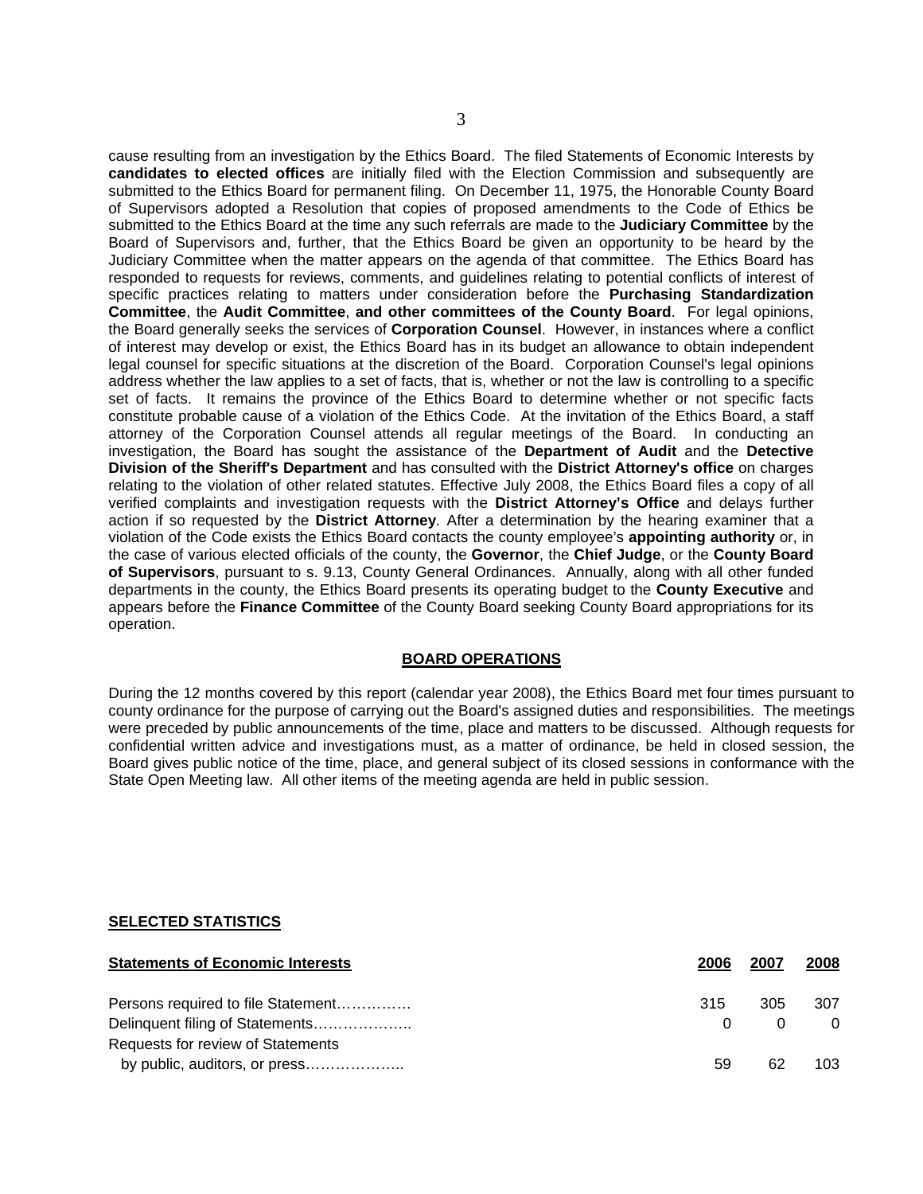cause resulting from an investigation by the Ethics Board. The filed Statements of Economic Interests by **candidates to elected offices** are initially filed with the Election Commission and subsequently are submitted to the Ethics Board for permanent filing. On December 11, 1975, the Honorable County Board of Supervisors adopted a Resolution that copies of proposed amendments to the Code of Ethics be submitted to the Ethics Board at the time any such referrals are made to the **Judiciary Committee** by the Board of Supervisors and, further, that the Ethics Board be given an opportunity to be heard by the Judiciary Committee when the matter appears on the agenda of that committee. The Ethics Board has responded to requests for reviews, comments, and guidelines relating to potential conflicts of interest of specific practices relating to matters under consideration before the **Purchasing Standardization Committee**, the **Audit Committee**, **and other committees of the County Board**. For legal opinions, the Board generally seeks the services of **Corporation Counsel**. However, in instances where a conflict of interest may develop or exist, the Ethics Board has in its budget an allowance to obtain independent legal counsel for specific situations at the discretion of the Board. Corporation Counsel's legal opinions address whether the law applies to a set of facts, that is, whether or not the law is controlling to a specific set of facts. It remains the province of the Ethics Board to determine whether or not specific facts constitute probable cause of a violation of the Ethics Code. At the invitation of the Ethics Board, a staff attorney of the Corporation Counsel attends all regular meetings of the Board. In conducting an investigation, the Board has sought the assistance of the **Department of Audit** and the **Detective Division of the Sheriff's Department** and has consulted with the **District Attorney's office** on charges relating to the violation of other related statutes. Effective July 2008, the Ethics Board files a copy of all verified complaints and investigation requests with the **District Attorney's Office** and delays further action if so requested by the **District Attorney**. After a determination by the hearing examiner that a violation of the Code exists the Ethics Board contacts the county employee's **appointing authority** or, in the case of various elected officials of the county, the **Governor**, the **Chief Judge**, or the **County Board of Supervisors**, pursuant to s. 9.13, County General Ordinances. Annually, along with all other funded departments in the county, the Ethics Board presents its operating budget to the **County Executive** and appears before the **Finance Committee** of the County Board seeking County Board appropriations for its operation.

## BOARD OPERATIONS

During the 12 months covered by this report (calendar year 2008), the Ethics Board met four times pursuant to county ordinance for the purpose of carrying out the Board's assigned duties and responsibilities. The meetings were preceded by public announcements of the time, place and matters to be discussed. Although requests for confidential written advice and investigations must, as a matter of ordinance, be held in closed session, the Board gives public notice of the time, place, and general subject of its closed sessions in conformance with the State Open Meeting law. All other items of the meeting agenda are held in public session.

## SELECTED STATISTICS

| Statements of Economic Interests | 2006 | 2007 | 2008 |
|---|---|---|---|
| Persons required to file Statement…………… | 315 | 305 | 307 |
| Delinquent filing of Statements……………….. | 0 | 0 | 0 |
| Requests for review of Statements by public, auditors, or press……………….. | 59 | 62 | 103 |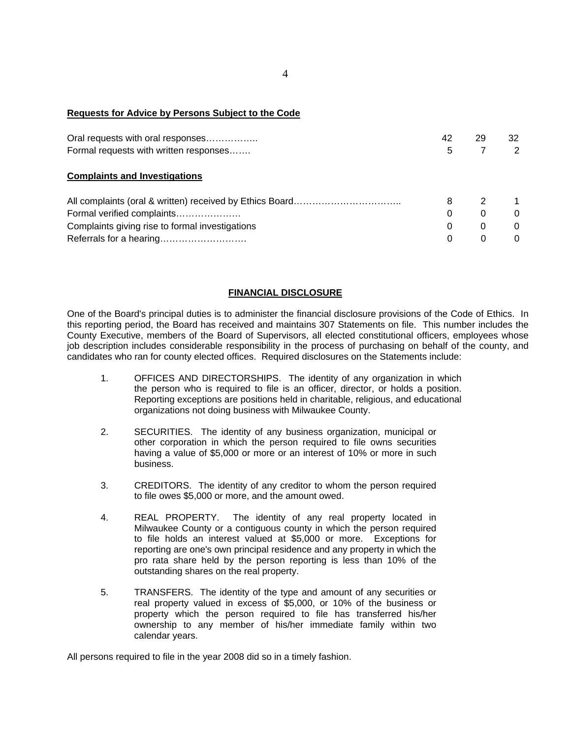**Requests for Advice by Persons Subject to the Code**

| | | | |
|---|---|---|---|
| Oral requests with oral responses…………….. | 42 | 29 | 32 |
| Formal requests with written responses……. | 5 | 7 | 2 |

**Complaints and Investigations**

| | | | |
|---|---|---|---|
| All complaints (oral & written) received by Ethics Board…………………………….. | 8 | 2 | 1 |
| Formal verified complaints………………… | 0 | 0 | 0 |
| Complaints giving rise to formal investigations | 0 | 0 | 0 |
| Referrals for a hearing………………………. | 0 | 0 | 0 |

## FINANCIAL DISCLOSURE

One of the Board's principal duties is to administer the financial disclosure provisions of the Code of Ethics. In this reporting period, the Board has received and maintains 307 Statements on file. This number includes the County Executive, members of the Board of Supervisors, all elected constitutional officers, employees whose job description includes considerable responsibility in the process of purchasing on behalf of the county, and candidates who ran for county elected offices. Required disclosures on the Statements include:

1. OFFICES AND DIRECTORSHIPS. The identity of any organization in which the person who is required to file is an officer, director, or holds a position. Reporting exceptions are positions held in charitable, religious, and educational organizations not doing business with Milwaukee County.

2. SECURITIES. The identity of any business organization, municipal or other corporation in which the person required to file owns securities having a value of $5,000 or more or an interest of 10% or more in such business.

3. CREDITORS. The identity of any creditor to whom the person required to file owes $5,000 or more, and the amount owed.

4. REAL PROPERTY. The identity of any real property located in Milwaukee County or a contiguous county in which the person required to file holds an interest valued at $5,000 or more. Exceptions for reporting are one's own principal residence and any property in which the pro rata share held by the person reporting is less than 10% of the outstanding shares on the real property.

5. TRANSFERS. The identity of the type and amount of any securities or real property valued in excess of $5,000, or 10% of the business or property which the person required to file has transferred his/her ownership to any member of his/her immediate family within two calendar years.

All persons required to file in the year 2008 did so in a timely fashion.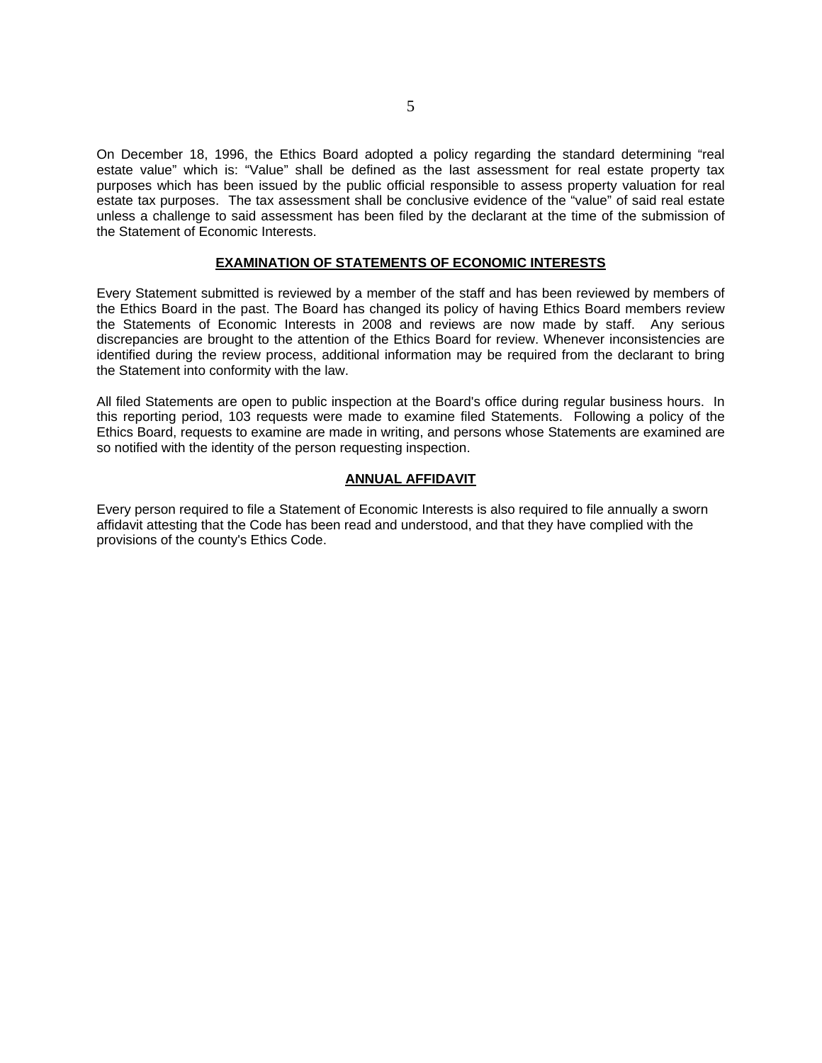On December 18, 1996, the Ethics Board adopted a policy regarding the standard determining “real estate value” which is: “Value” shall be defined as the last assessment for real estate property tax purposes which has been issued by the public official responsible to assess property valuation for real estate tax purposes. The tax assessment shall be conclusive evidence of the “value” of said real estate unless a challenge to said assessment has been filed by the declarant at the time of the submission of the Statement of Economic Interests.

## EXAMINATION OF STATEMENTS OF ECONOMIC INTERESTS

Every Statement submitted is reviewed by a member of the staff and has been reviewed by members of the Ethics Board in the past. The Board has changed its policy of having Ethics Board members review the Statements of Economic Interests in 2008 and reviews are now made by staff. Any serious discrepancies are brought to the attention of the Ethics Board for review. Whenever inconsistencies are identified during the review process, additional information may be required from the declarant to bring the Statement into conformity with the law.

All filed Statements are open to public inspection at the Board's office during regular business hours. In this reporting period, 103 requests were made to examine filed Statements. Following a policy of the Ethics Board, requests to examine are made in writing, and persons whose Statements are examined are so notified with the identity of the person requesting inspection.

## ANNUAL AFFIDAVIT

Every person required to file a Statement of Economic Interests is also required to file annually a sworn affidavit attesting that the Code has been read and understood, and that they have complied with the provisions of the county's Ethics Code.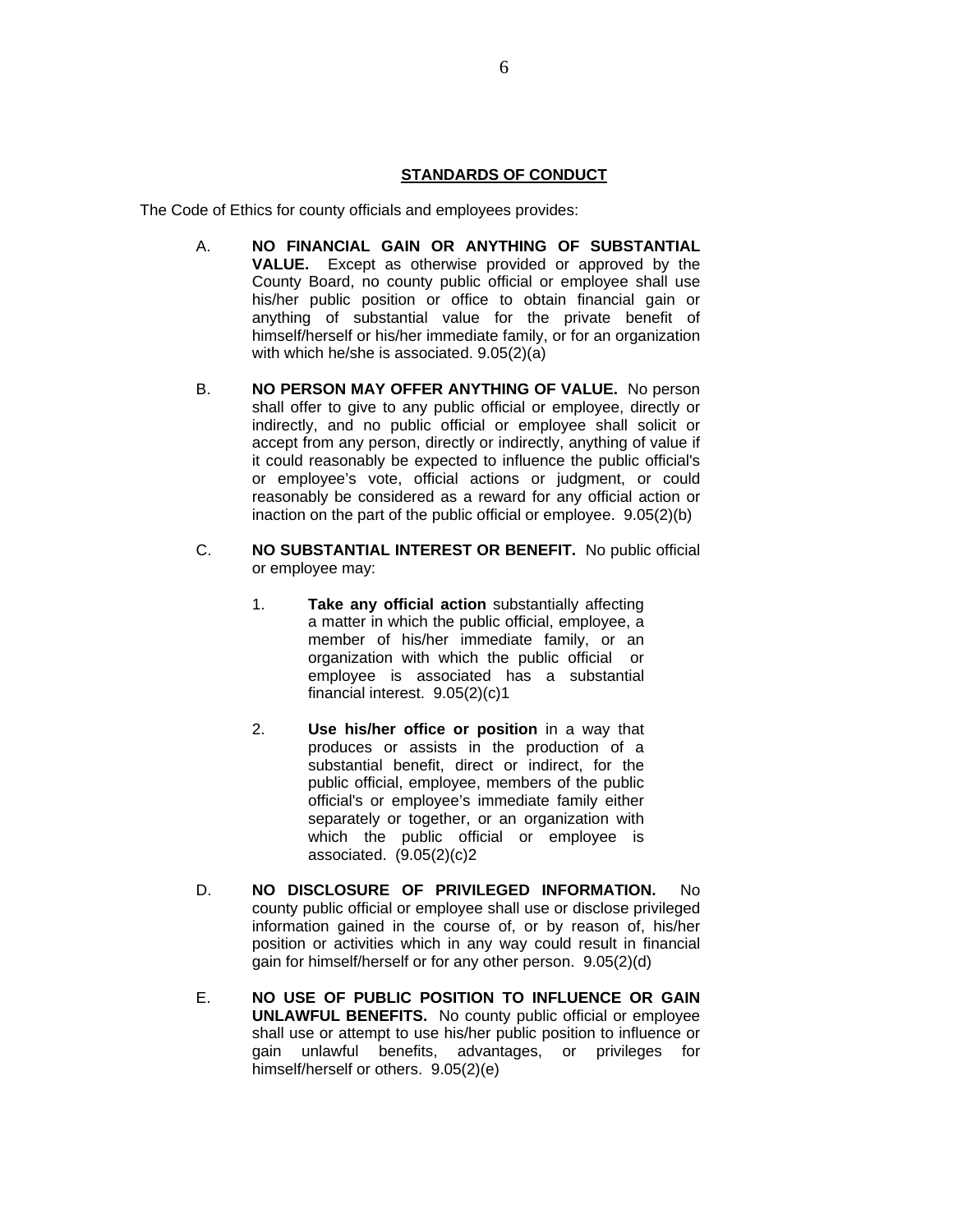## STANDARDS OF CONDUCT

The Code of Ethics for county officials and employees provides:

A. **NO FINANCIAL GAIN OR ANYTHING OF SUBSTANTIAL VALUE.** Except as otherwise provided or approved by the County Board, no county public official or employee shall use his/her public position or office to obtain financial gain or anything of substantial value for the private benefit of himself/herself or his/her immediate family, or for an organization with which he/she is associated. 9.05(2)(a)

B. **NO PERSON MAY OFFER ANYTHING OF VALUE.** No person shall offer to give to any public official or employee, directly or indirectly, and no public official or employee shall solicit or accept from any person, directly or indirectly, anything of value if it could reasonably be expected to influence the public official's or employee's vote, official actions or judgment, or could reasonably be considered as a reward for any official action or inaction on the part of the public official or employee. 9.05(2)(b)

C. **NO SUBSTANTIAL INTEREST OR BENEFIT.** No public official or employee may:

   1. **Take any official action** substantially affecting a matter in which the public official, employee, a member of his/her immediate family, or an organization with which the public official or employee is associated has a substantial financial interest. 9.05(2)(c)1

   2. **Use his/her office or position** in a way that produces or assists in the production of a substantial benefit, direct or indirect, for the public official, employee, members of the public official's or employee's immediate family either separately or together, or an organization with which the public official or employee is associated. (9.05(2)(c)2

D. **NO DISCLOSURE OF PRIVILEGED INFORMATION.** No county public official or employee shall use or disclose privileged information gained in the course of, or by reason of, his/her position or activities which in any way could result in financial gain for himself/herself or for any other person. 9.05(2)(d)

E. **NO USE OF PUBLIC POSITION TO INFLUENCE OR GAIN UNLAWFUL BENEFITS.** No county public official or employee shall use or attempt to use his/her public position to influence or gain unlawful benefits, advantages, or privileges for himself/herself or others. 9.05(2)(e)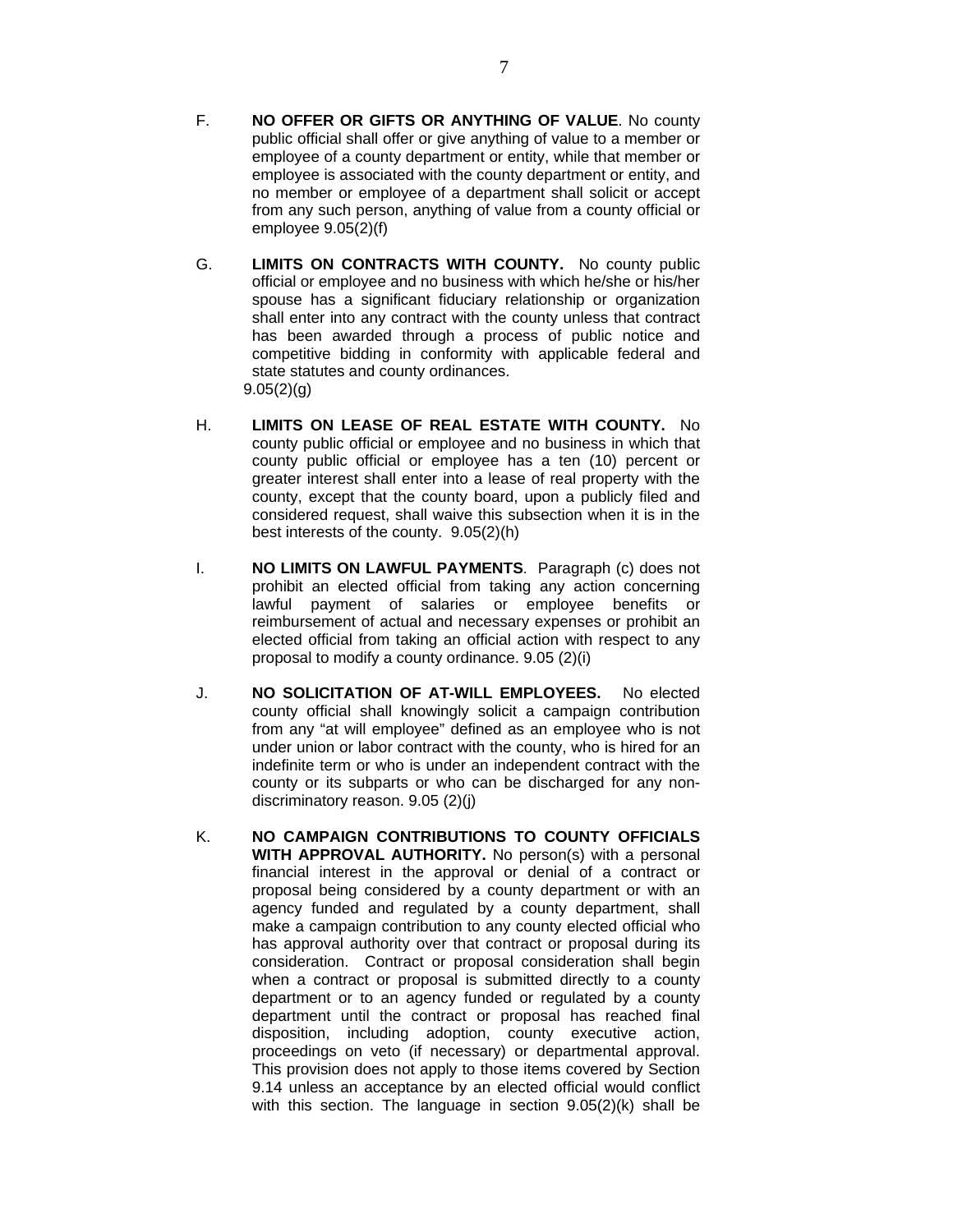F. **NO OFFER OR GIFTS OR ANYTHING OF VALUE**. No county public official shall offer or give anything of value to a member or employee of a county department or entity, while that member or employee is associated with the county department or entity, and no member or employee of a department shall solicit or accept from any such person, anything of value from a county official or employee 9.05(2)(f)

G. **LIMITS ON CONTRACTS WITH COUNTY.** No county public official or employee and no business with which he/she or his/her spouse has a significant fiduciary relationship or organization shall enter into any contract with the county unless that contract has been awarded through a process of public notice and competitive bidding in conformity with applicable federal and state statutes and county ordinances. 9.05(2)(g)

H. **LIMITS ON LEASE OF REAL ESTATE WITH COUNTY.** No county public official or employee and no business in which that county public official or employee has a ten (10) percent or greater interest shall enter into a lease of real property with the county, except that the county board, upon a publicly filed and considered request, shall waive this subsection when it is in the best interests of the county. 9.05(2)(h)

I. **NO LIMITS ON LAWFUL PAYMENTS**. Paragraph (c) does not prohibit an elected official from taking any action concerning lawful payment of salaries or employee benefits or reimbursement of actual and necessary expenses or prohibit an elected official from taking an official action with respect to any proposal to modify a county ordinance. 9.05 (2)(i)

J. **NO SOLICITATION OF AT-WILL EMPLOYEES.** No elected county official shall knowingly solicit a campaign contribution from any "at will employee" defined as an employee who is not under union or labor contract with the county, who is hired for an indefinite term or who is under an independent contract with the county or its subparts or who can be discharged for any non-discriminatory reason. 9.05 (2)(j)

K. **NO CAMPAIGN CONTRIBUTIONS TO COUNTY OFFICIALS WITH APPROVAL AUTHORITY.** No person(s) with a personal financial interest in the approval or denial of a contract or proposal being considered by a county department or with an agency funded and regulated by a county department, shall make a campaign contribution to any county elected official who has approval authority over that contract or proposal during its consideration. Contract or proposal consideration shall begin when a contract or proposal is submitted directly to a county department or to an agency funded or regulated by a county department until the contract or proposal has reached final disposition, including adoption, county executive action, proceedings on veto (if necessary) or departmental approval. This provision does not apply to those items covered by Section 9.14 unless an acceptance by an elected official would conflict with this section. The language in section 9.05(2)(k) shall be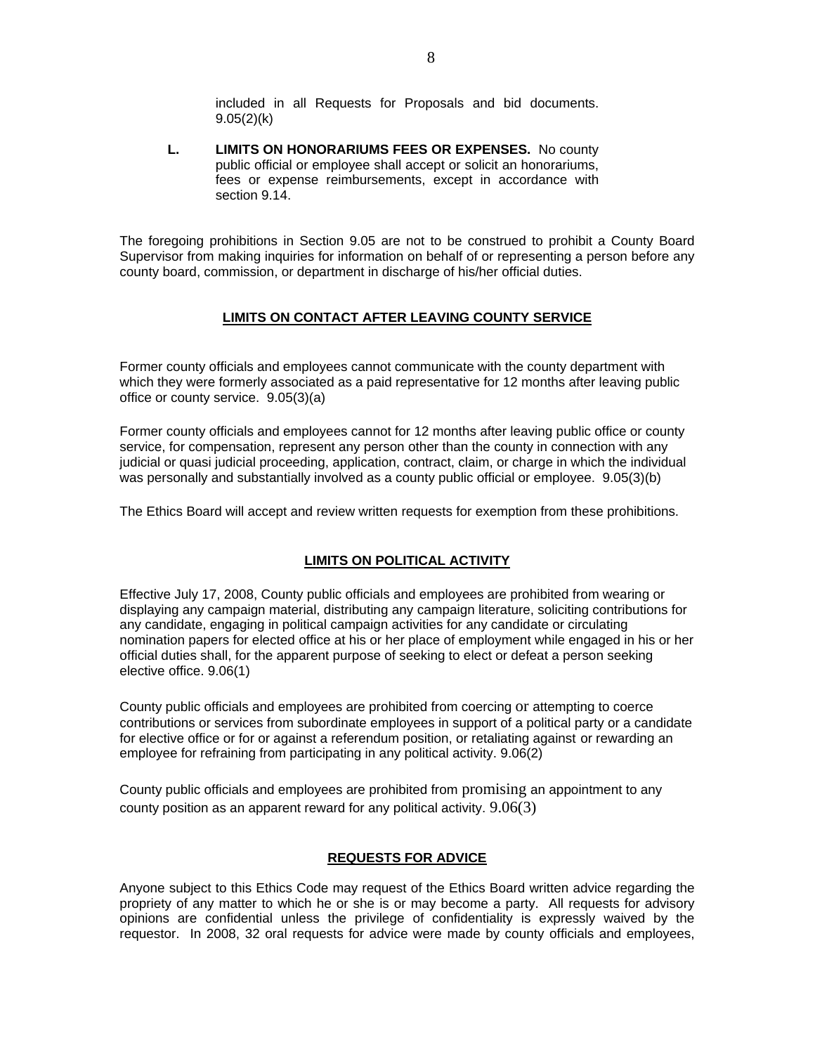included in all Requests for Proposals and bid documents. 9.05(2)(k)

**L. LIMITS ON HONORARIUMS FEES OR EXPENSES.** No county public official or employee shall accept or solicit an honorariums, fees or expense reimbursements, except in accordance with section 9.14.

The foregoing prohibitions in Section 9.05 are not to be construed to prohibit a County Board Supervisor from making inquiries for information on behalf of or representing a person before any county board, commission, or department in discharge of his/her official duties.

## LIMITS ON CONTACT AFTER LEAVING COUNTY SERVICE

Former county officials and employees cannot communicate with the county department with which they were formerly associated as a paid representative for 12 months after leaving public office or county service. 9.05(3)(a)

Former county officials and employees cannot for 12 months after leaving public office or county service, for compensation, represent any person other than the county in connection with any judicial or quasi judicial proceeding, application, contract, claim, or charge in which the individual was personally and substantially involved as a county public official or employee. 9.05(3)(b)

The Ethics Board will accept and review written requests for exemption from these prohibitions.

## LIMITS ON POLITICAL ACTIVITY

Effective July 17, 2008, County public officials and employees are prohibited from wearing or displaying any campaign material, distributing any campaign literature, soliciting contributions for any candidate, engaging in political campaign activities for any candidate or circulating nomination papers for elected office at his or her place of employment while engaged in his or her official duties shall, for the apparent purpose of seeking to elect or defeat a person seeking elective office. 9.06(1)

County public officials and employees are prohibited from coercing or attempting to coerce contributions or services from subordinate employees in support of a political party or a candidate for elective office or for or against a referendum position, or retaliating against or rewarding an employee for refraining from participating in any political activity. 9.06(2)

County public officials and employees are prohibited from promising an appointment to any county position as an apparent reward for any political activity. 9.06(3)

## REQUESTS FOR ADVICE

Anyone subject to this Ethics Code may request of the Ethics Board written advice regarding the propriety of any matter to which he or she is or may become a party. All requests for advisory opinions are confidential unless the privilege of confidentiality is expressly waived by the requestor. In 2008, 32 oral requests for advice were made by county officials and employees,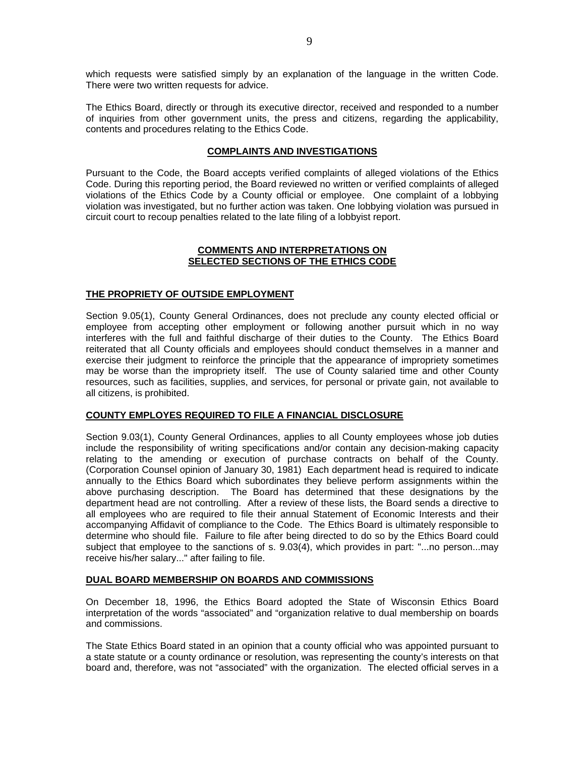which requests were satisfied simply by an explanation of the language in the written Code. There were two written requests for advice.

The Ethics Board, directly or through its executive director, received and responded to a number of inquiries from other government units, the press and citizens, regarding the applicability, contents and procedures relating to the Ethics Code.

## COMPLAINTS AND INVESTIGATIONS

Pursuant to the Code, the Board accepts verified complaints of alleged violations of the Ethics Code. During this reporting period, the Board reviewed no written or verified complaints of alleged violations of the Ethics Code by a County official or employee. One complaint of a lobbying violation was investigated, but no further action was taken. One lobbying violation was pursued in circuit court to recoup penalties related to the late filing of a lobbyist report.

## COMMENTS AND INTERPRETATIONS ON SELECTED SECTIONS OF THE ETHICS CODE

### THE PROPRIETY OF OUTSIDE EMPLOYMENT

Section 9.05(1), County General Ordinances, does not preclude any county elected official or employee from accepting other employment or following another pursuit which in no way interferes with the full and faithful discharge of their duties to the County. The Ethics Board reiterated that all County officials and employees should conduct themselves in a manner and exercise their judgment to reinforce the principle that the appearance of impropriety sometimes may be worse than the impropriety itself. The use of County salaried time and other County resources, such as facilities, supplies, and services, for personal or private gain, not available to all citizens, is prohibited.

### COUNTY EMPLOYES REQUIRED TO FILE A FINANCIAL DISCLOSURE

Section 9.03(1), County General Ordinances, applies to all County employees whose job duties include the responsibility of writing specifications and/or contain any decision-making capacity relating to the amending or execution of purchase contracts on behalf of the County. (Corporation Counsel opinion of January 30, 1981) Each department head is required to indicate annually to the Ethics Board which subordinates they believe perform assignments within the above purchasing description. The Board has determined that these designations by the department head are not controlling. After a review of these lists, the Board sends a directive to all employees who are required to file their annual Statement of Economic Interests and their accompanying Affidavit of compliance to the Code. The Ethics Board is ultimately responsible to determine who should file. Failure to file after being directed to do so by the Ethics Board could subject that employee to the sanctions of s. 9.03(4), which provides in part: "...no person...may receive his/her salary..." after failing to file.

### DUAL BOARD MEMBERSHIP ON BOARDS AND COMMISSIONS

On December 18, 1996, the Ethics Board adopted the State of Wisconsin Ethics Board interpretation of the words "associated" and "organization relative to dual membership on boards and commissions.

The State Ethics Board stated in an opinion that a county official who was appointed pursuant to a state statute or a county ordinance or resolution, was representing the county's interests on that board and, therefore, was not "associated" with the organization. The elected official serves in a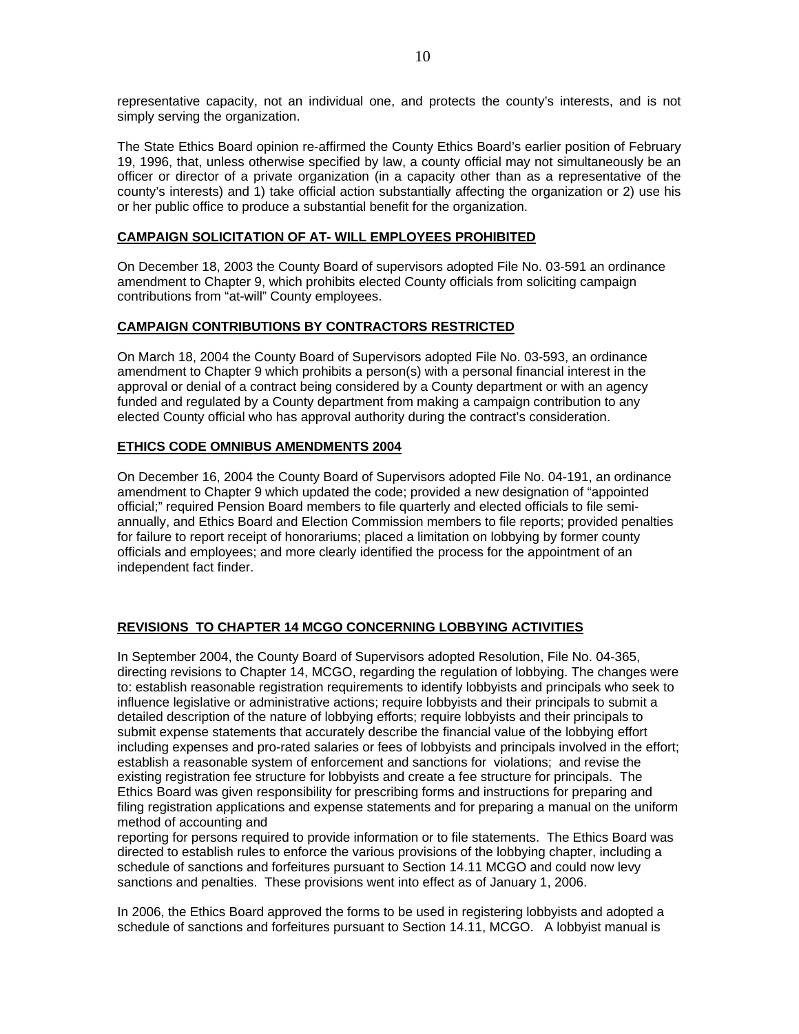representative capacity, not an individual one, and protects the county's interests, and is not simply serving the organization.

The State Ethics Board opinion re-affirmed the County Ethics Board's earlier position of February 19, 1996, that, unless otherwise specified by law, a county official may not simultaneously be an officer or director of a private organization (in a capacity other than as a representative of the county's interests) and 1) take official action substantially affecting the organization or 2) use his or her public office to produce a substantial benefit for the organization.

## CAMPAIGN SOLICITATION OF AT- WILL EMPLOYEES PROHIBITED

On December 18, 2003 the County Board of supervisors adopted File No. 03-591 an ordinance amendment to Chapter 9, which prohibits elected County officials from soliciting campaign contributions from "at-will" County employees.

## CAMPAIGN CONTRIBUTIONS BY CONTRACTORS RESTRICTED

On March 18, 2004 the County Board of Supervisors adopted File No. 03-593, an ordinance amendment to Chapter 9 which prohibits a person(s) with a personal financial interest in the approval or denial of a contract being considered by a County department or with an agency funded and regulated by a County department from making a campaign contribution to any elected County official who has approval authority during the contract's consideration.

## ETHICS CODE OMNIBUS AMENDMENTS 2004

On December 16, 2004 the County Board of Supervisors adopted File No. 04-191, an ordinance amendment to Chapter 9 which updated the code; provided a new designation of "appointed official;" required Pension Board members to file quarterly and elected officials to file semi-annually, and Ethics Board and Election Commission members to file reports; provided penalties for failure to report receipt of honorariums; placed a limitation on lobbying by former county officials and employees; and more clearly identified the process for the appointment of an independent fact finder.

## REVISIONS TO CHAPTER 14 MCGO CONCERNING LOBBYING ACTIVITIES

In September 2004, the County Board of Supervisors adopted Resolution, File No. 04-365, directing revisions to Chapter 14, MCGO, regarding the regulation of lobbying. The changes were to: establish reasonable registration requirements to identify lobbyists and principals who seek to influence legislative or administrative actions; require lobbyists and their principals to submit a detailed description of the nature of lobbying efforts; require lobbyists and their principals to submit expense statements that accurately describe the financial value of the lobbying effort including expenses and pro-rated salaries or fees of lobbyists and principals involved in the effort; establish a reasonable system of enforcement and sanctions for violations; and revise the existing registration fee structure for lobbyists and create a fee structure for principals. The Ethics Board was given responsibility for prescribing forms and instructions for preparing and filing registration applications and expense statements and for preparing a manual on the uniform method of accounting and reporting for persons required to provide information or to file statements. The Ethics Board was directed to establish rules to enforce the various provisions of the lobbying chapter, including a schedule of sanctions and forfeitures pursuant to Section 14.11 MCGO and could now levy sanctions and penalties. These provisions went into effect as of January 1, 2006.

In 2006, the Ethics Board approved the forms to be used in registering lobbyists and adopted a schedule of sanctions and forfeitures pursuant to Section 14.11, MCGO. A lobbyist manual is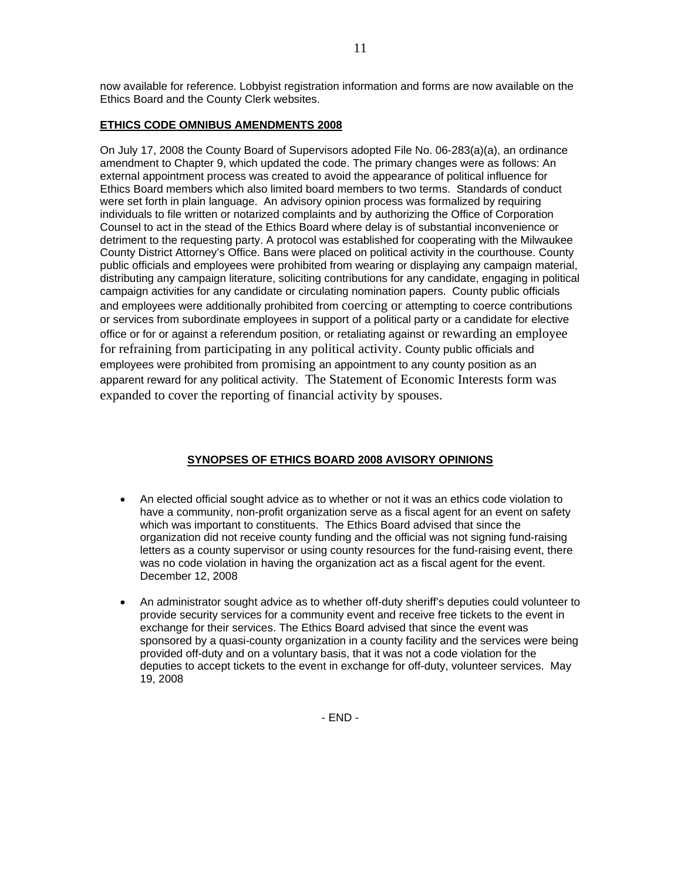now available for reference. Lobbyist registration information and forms are now available on the Ethics Board and the County Clerk websites.

## ETHICS CODE OMNIBUS AMENDMENTS 2008

On July 17, 2008 the County Board of Supervisors adopted File No. 06-283(a)(a), an ordinance amendment to Chapter 9, which updated the code. The primary changes were as follows: An external appointment process was created to avoid the appearance of political influence for Ethics Board members which also limited board members to two terms. Standards of conduct were set forth in plain language. An advisory opinion process was formalized by requiring individuals to file written or notarized complaints and by authorizing the Office of Corporation Counsel to act in the stead of the Ethics Board where delay is of substantial inconvenience or detriment to the requesting party. A protocol was established for cooperating with the Milwaukee County District Attorney's Office. Bans were placed on political activity in the courthouse. County public officials and employees were prohibited from wearing or displaying any campaign material, distributing any campaign literature, soliciting contributions for any candidate, engaging in political campaign activities for any candidate or circulating nomination papers. County public officials and employees were additionally prohibited from coercing or attempting to coerce contributions or services from subordinate employees in support of a political party or a candidate for elective office or for or against a referendum position, or retaliating against or rewarding an employee for refraining from participating in any political activity. County public officials and employees were prohibited from promising an appointment to any county position as an apparent reward for any political activity. The Statement of Economic Interests form was expanded to cover the reporting of financial activity by spouses.

## SYNOPSES OF ETHICS BOARD 2008 AVISORY OPINIONS

- An elected official sought advice as to whether or not it was an ethics code violation to have a community, non-profit organization serve as a fiscal agent for an event on safety which was important to constituents. The Ethics Board advised that since the organization did not receive county funding and the official was not signing fund-raising letters as a county supervisor or using county resources for the fund-raising event, there was no code violation in having the organization act as a fiscal agent for the event. December 12, 2008

- An administrator sought advice as to whether off-duty sheriff's deputies could volunteer to provide security services for a community event and receive free tickets to the event in exchange for their services. The Ethics Board advised that since the event was sponsored by a quasi-county organization in a county facility and the services were being provided off-duty and on a voluntary basis, that it was not a code violation for the deputies to accept tickets to the event in exchange for off-duty, volunteer services. May 19, 2008

- END -